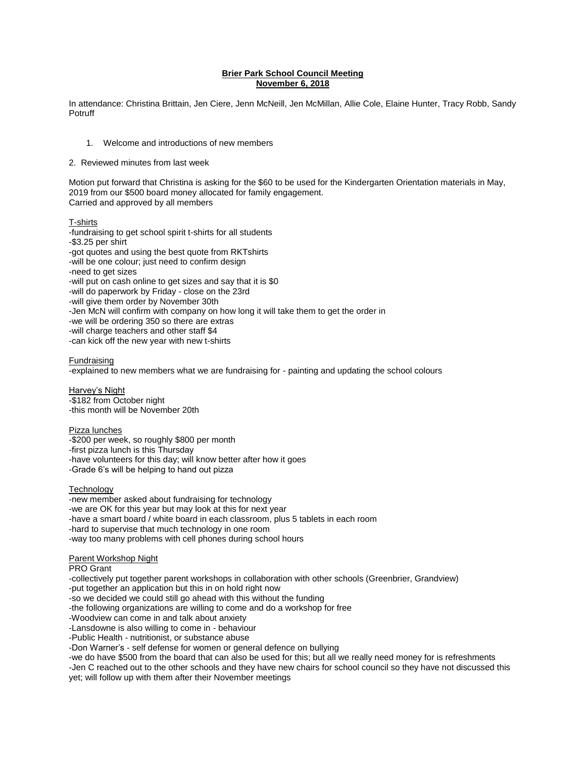**Brier Park School Council Meeting**
**November 6, 2018**

In attendance: Christina Brittain, Jen Ciere, Jenn McNeill, Jen McMillan, Allie Cole, Elaine Hunter, Tracy Robb, Sandy Potruff

1. Welcome and introductions of new members

2. Reviewed minutes from last week

Motion put forward that Christina is asking for the $60 to be used for the Kindergarten Orientation materials in May, 2019 from our $500 board money allocated for family engagement.
Carried and approved by all members

<u>T-shirts</u>
-fundraising to get school spirit t-shirts for all students
-$3.25 per shirt
-got quotes and using the best quote from RKTshirts
-will be one colour; just need to confirm design
-need to get sizes
-will put on cash online to get sizes and say that it is $0
-will do paperwork by Friday - close on the 23rd
-will give them order by November 30th
-Jen McN will confirm with company on how long it will take them to get the order in
-we will be ordering 350 so there are extras
-will charge teachers and other staff $4
-can kick off the new year with new t-shirts

<u>Fundraising</u>
-explained to new members what we are fundraising for - painting and updating the school colours

<u>Harvey's Night</u>
-$182 from October night
-this month will be November 20th

<u>Pizza lunches</u>
-$200 per week, so roughly $800 per month
-first pizza lunch is this Thursday
-have volunteers for this day; will know better after how it goes
-Grade 6's will be helping to hand out pizza

<u>Technology</u>
-new member asked about fundraising for technology
-we are OK for this year but may look at this for next year
-have a smart board / white board in each classroom, plus 5 tablets in each room
-hard to supervise that much technology in one room
-way too many problems with cell phones during school hours

<u>Parent Workshop Night</u>
PRO Grant
-collectively put together parent workshops in collaboration with other schools (Greenbrier, Grandview)
-put together an application but this in on hold right now
-so we decided we could still go ahead with this without the funding
-the following organizations are willing to come and do a workshop for free
-Woodview can come in and talk about anxiety
-Lansdowne is also willing to come in - behaviour
-Public Health - nutritionist, or substance abuse
-Don Warner's - self defense for women or general defence on bullying
-we do have $500 from the board that can also be used for this; but all we really need money for is refreshments
-Jen C reached out to the other schools and they have new chairs for school council so they have not discussed this yet; will follow up with them after their November meetings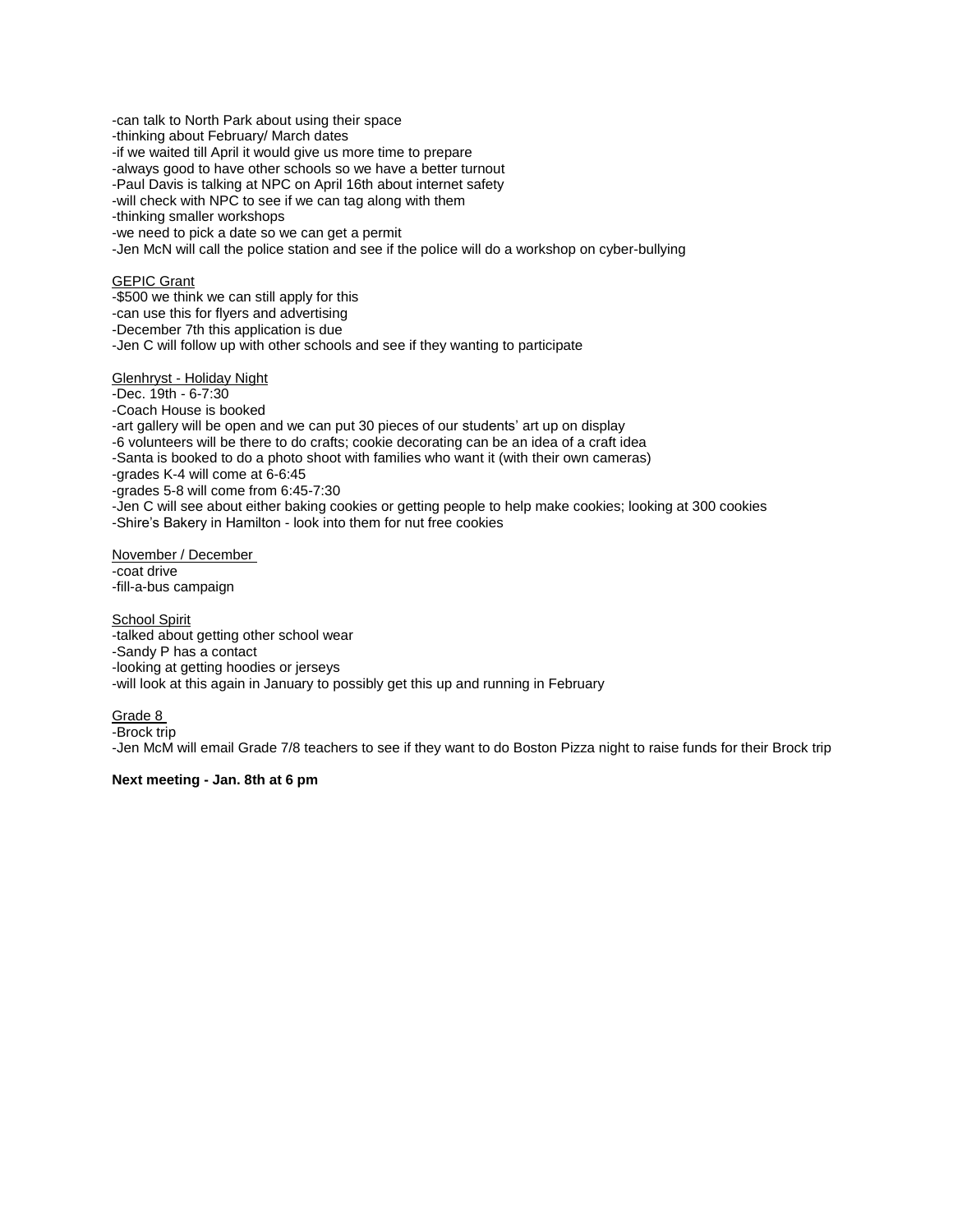-can talk to North Park about using their space
-thinking about February/ March dates
-if we waited till April it would give us more time to prepare
-always good to have other schools so we have a better turnout
-Paul Davis is talking at NPC on April 16th about internet safety
-will check with NPC to see if we can tag along with them
-thinking smaller workshops
-we need to pick a date so we can get a permit
-Jen McN will call the police station and see if the police will do a workshop on cyber-bullying

<u>GEPIC Grant</u>
-$500 we think we can still apply for this
-can use this for flyers and advertising
-December 7th this application is due
-Jen C will follow up with other schools and see if they wanting to participate

<u>Glenhryst - Holiday Night</u>
-Dec. 19th - 6-7:30
-Coach House is booked
-art gallery will be open and we can put 30 pieces of our students' art up on display
-6 volunteers will be there to do crafts; cookie decorating can be an idea of a craft idea
-Santa is booked to do a photo shoot with families who want it (with their own cameras)
-grades K-4 will come at 6-6:45
-grades 5-8 will come from 6:45-7:30
-Jen C will see about either baking cookies or getting people to help make cookies; looking at 300 cookies
-Shire's Bakery in Hamilton - look into them for nut free cookies

<u>November / December</u>
-coat drive
-fill-a-bus campaign

<u>School Spirit</u>
-talked about getting other school wear
-Sandy P has a contact
-looking at getting hoodies or jerseys
-will look at this again in January to possibly get this up and running in February

<u>Grade 8</u>
-Brock trip
-Jen McM will email Grade 7/8 teachers to see if they want to do Boston Pizza night to raise funds for their Brock trip

**Next meeting - Jan. 8th at 6 pm**